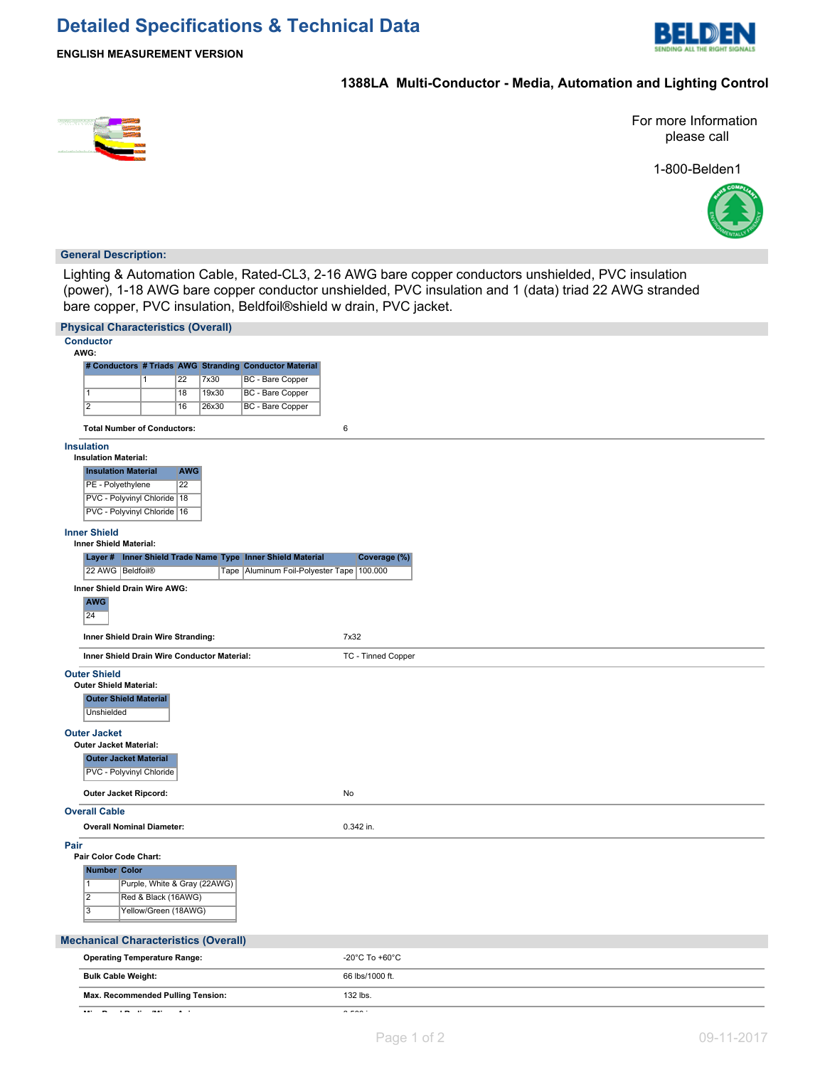// Detailed Specifications & Technical Data

**ENGLISH MEASUREMENT VERSION**

## 1388LA Multi-Conductor - Media, Automation and Lighting Control

For more Information please call

1-800-Belden1

### General Description:

Lighting & Automation Cable, Rated-CL3, 2-16 AWG bare copper conductors unshielded, PVC insulation (power), 1-18 AWG bare copper conductor unshielded, PVC insulation and 1 (data) triad 22 AWG stranded bare copper, PVC insulation, Beldfoil®shield w drain, PVC jacket.

### Physical Characteristics (Overall)

#### Conductor

**AWG:**

| # Conductors | # Triads | AWG | Stranding | Conductor Material |
|---|---|---|---|---|
| | 1 | 22 | 7x30 | BC - Bare Copper |
| 1 | | 18 | 19x30 | BC - Bare Copper |
| 2 | | 16 | 26x30 | BC - Bare Copper |

**Total Number of Conductors:** 6

#### Insulation

**Insulation Material:**

| Insulation Material | AWG |
|---|---|
| PE - Polyethylene | 22 |
| PVC - Polyvinyl Chloride | 18 |
| PVC - Polyvinyl Chloride | 16 |

#### Inner Shield

**Inner Shield Material:**

| Layer # | Inner Shield Trade Name | Type | Inner Shield Material | Coverage (%) |
|---|---|---|---|---|
| 22 AWG | Beldfoil® | Tape | Aluminum Foil-Polyester Tape | 100.000 |

**Inner Shield Drain Wire AWG:**

| AWG |
|---|
| 24 |

**Inner Shield Drain Wire Stranding:** 7x32

**Inner Shield Drain Wire Conductor Material:** TC - Tinned Copper

#### Outer Shield

**Outer Shield Material:**

| Outer Shield Material |
|---|
| Unshielded |

#### Outer Jacket

**Outer Jacket Material:**

| Outer Jacket Material |
|---|
| PVC - Polyvinyl Chloride |

**Outer Jacket Ripcord:** No

#### Overall Cable

**Overall Nominal Diameter:** 0.342 in.

#### Pair

**Pair Color Code Chart:**

| Number | Color |
|---|---|
| 1 | Purple, White & Gray (22AWG) |
| 2 | Red & Black (16AWG) |
| 3 | Yellow/Green (18AWG) |

### Mechanical Characteristics (Overall)

**Operating Temperature Range:** -20°C To +60°C

**Bulk Cable Weight:** 66 lbs/1000 ft.

**Max. Recommended Pulling Tension:** 132 lbs.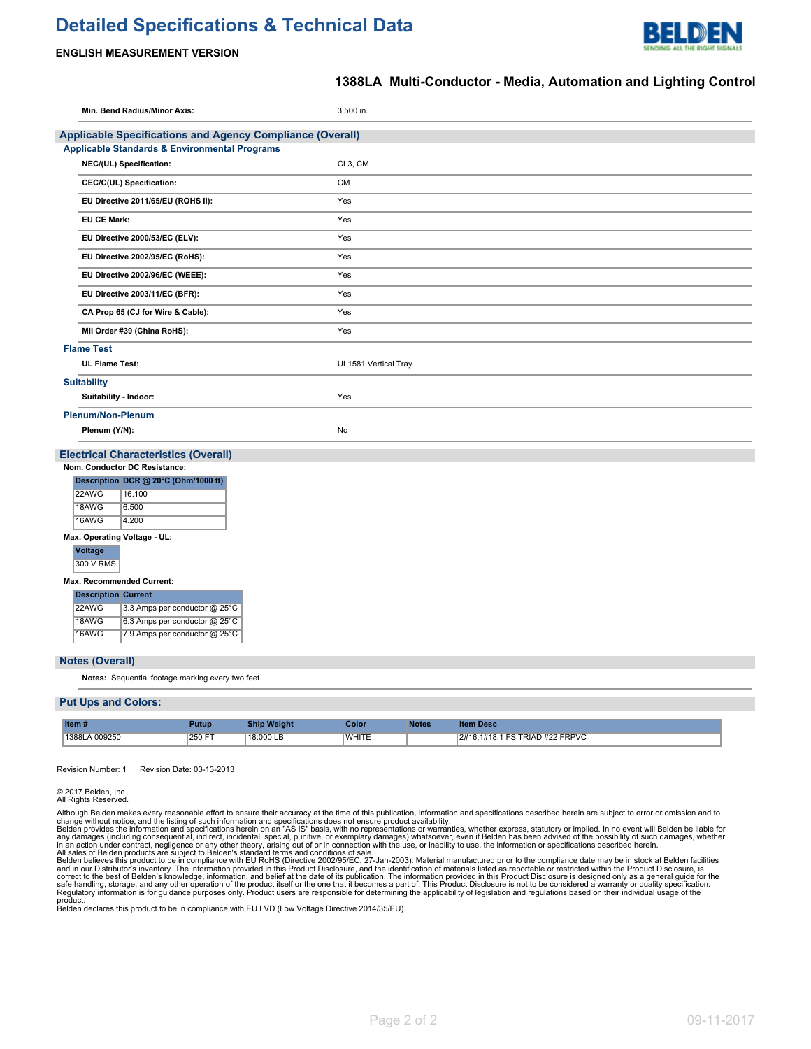# Detailed Specifications & Technical Data

**ENGLISH MEASUREMENT VERSION**

## 1388LA Multi-Conductor - Media, Automation and Lighting Control

| | |
|---|---|
| **Min. Bend Radius/Minor Axis:** | 3.500 in. |

## Applicable Specifications and Agency Compliance (Overall)

### Applicable Standards & Environmental Programs

| | |
|---|---|
| **NEC/(UL) Specification:** | CL3, CM |
| **CEC/C(UL) Specification:** | CM |
| **EU Directive 2011/65/EU (ROHS II):** | Yes |
| **EU CE Mark:** | Yes |
| **EU Directive 2000/53/EC (ELV):** | Yes |
| **EU Directive 2002/95/EC (RoHS):** | Yes |
| **EU Directive 2002/96/EC (WEEE):** | Yes |
| **EU Directive 2003/11/EC (BFR):** | Yes |
| **CA Prop 65 (CJ for Wire & Cable):** | Yes |
| **MII Order #39 (China RoHS):** | Yes |

### Flame Test

| | |
|---|---|
| **UL Flame Test:** | UL1581 Vertical Tray |

### Suitability

| | |
|---|---|
| **Suitability - Indoor:** | Yes |

### Plenum/Non-Plenum

| | |
|---|---|
| **Plenum (Y/N):** | No |

## Electrical Characteristics (Overall)

**Nom. Conductor DC Resistance:**

| Description | DCR @ 20°C (Ohm/1000 ft) |
|---|---|
| 22AWG | 16.100 |
| 18AWG | 6.500 |
| 16AWG | 4.200 |

**Max. Operating Voltage - UL:**

| Voltage |
|---|
| 300 V RMS |

**Max. Recommended Current:**

| Description | Current |
|---|---|
| 22AWG | 3.3 Amps per conductor @ 25°C |
| 18AWG | 6.3 Amps per conductor @ 25°C |
| 16AWG | 7.9 Amps per conductor @ 25°C |

## Notes (Overall)

**Notes:** Sequential footage marking every two feet.

## Put Ups and Colors:

| Item # | Putup | Ship Weight | Color | Notes | Item Desc |
|---|---|---|---|---|---|
| 1388LA 009250 | 250 FT | 18.000 LB | WHITE | | 2#16,1#18,1 FS TRIAD #22 FRPVC |

Revision Number: 1 Revision Date: 03-13-2013

© 2017 Belden, Inc
All Rights Reserved.

Although Belden makes every reasonable effort to ensure their accuracy at the time of this publication, information and specifications described herein are subject to error or omission and to change without notice, and the listing of such information and specifications does not ensure product availability.
Belden provides the information and specifications herein on an "AS IS" basis, with no representations or warranties, whether express, statutory or implied. In no event will Belden be liable for any damages (including consequential, indirect, incidental, special, punitive, or exemplary damages) whatsoever, even if Belden has been advised of the possibility of such damages, whether in an action under contract, negligence or any other theory, arising out of or in connection with the use, or inability to use, the information or specifications described herein.
All sales of Belden products are subject to Belden's standard terms and conditions of sale.
Belden believes this product to be in compliance with EU RoHS (Directive 2002/95/EC, 27-Jan-2003). Material manufactured prior to the compliance date may be in stock at Belden facilities and in our Distributor's inventory. The information provided in this Product Disclosure, and the identification of materials listed as reportable or restricted within the Product Disclosure, is correct to the best of Belden's knowledge, information, and belief at the date of its publication. The information provided in this Product Disclosure is designed only as a general guide for the safe handling, storage, and any other operation of the product itself or the one that it becomes a part of. This Product Disclosure is not to be considered a warranty or quality specification. Regulatory information is for guidance purposes only. Product users are responsible for determining the applicability of legislation and regulations based on their individual usage of the product.
Belden declares this product to be in compliance with EU LVD (Low Voltage Directive 2014/35/EU).